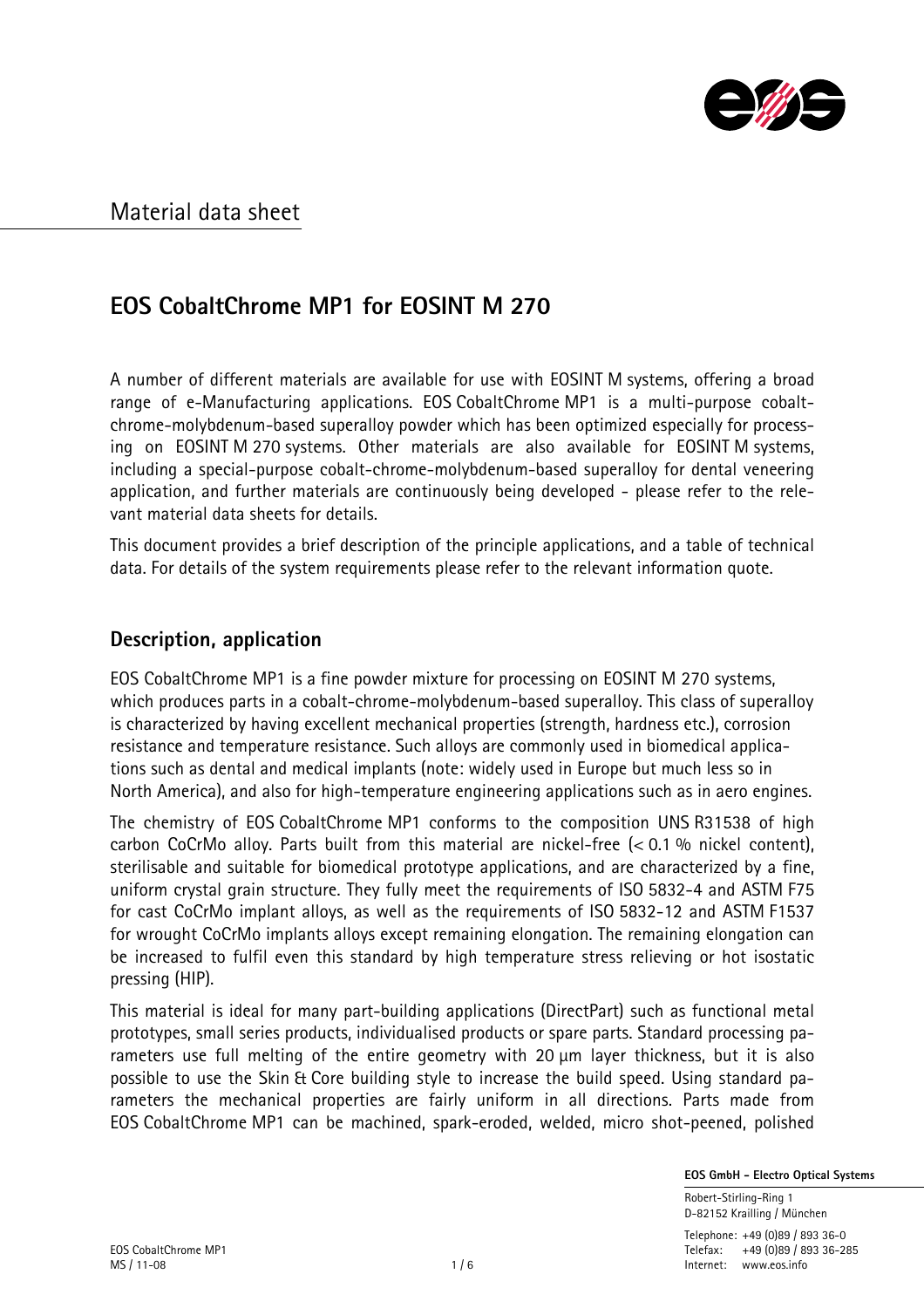## Material data sheet

# EOS CobaltChrome MP1 for EOSINT M 270

A number of different materials are available for use with EOSINT M systems, offering a broad range of e-Manufacturing applications. EOS CobaltChrome MP1 is a multi-purpose cobalt-chrome-molybdenum-based superalloy powder which has been optimized especially for processing on EOSINT M 270 systems. Other materials are also available for EOSINT M systems, including a special-purpose cobalt-chrome-molybdenum-based superalloy for dental veneering application, and further materials are continuously being developed - please refer to the relevant material data sheets for details.

This document provides a brief description of the principle applications, and a table of technical data. For details of the system requirements please refer to the relevant information quote.

## Description, application

EOS CobaltChrome MP1 is a fine powder mixture for processing on EOSINT M 270 systems, which produces parts in a cobalt-chrome-molybdenum-based superalloy. This class of superalloy is characterized by having excellent mechanical properties (strength, hardness etc.), corrosion resistance and temperature resistance. Such alloys are commonly used in biomedical applications such as dental and medical implants (note: widely used in Europe but much less so in North America), and also for high-temperature engineering applications such as in aero engines.

The chemistry of EOS CobaltChrome MP1 conforms to the composition UNS R31538 of high carbon CoCrMo alloy. Parts built from this material are nickel-free (< 0.1 % nickel content), sterilisable and suitable for biomedical prototype applications, and are characterized by a fine, uniform crystal grain structure. They fully meet the requirements of ISO 5832-4 and ASTM F75 for cast CoCrMo implant alloys, as well as the requirements of ISO 5832-12 and ASTM F1537 for wrought CoCrMo implants alloys except remaining elongation. The remaining elongation can be increased to fulfil even this standard by high temperature stress relieving or hot isostatic pressing (HIP).

This material is ideal for many part-building applications (DirectPart) such as functional metal prototypes, small series products, individualised products or spare parts. Standard processing parameters use full melting of the entire geometry with 20 µm layer thickness, but it is also possible to use the Skin & Core building style to increase the build speed. Using standard parameters the mechanical properties are fairly uniform in all directions. Parts made from EOS CobaltChrome MP1 can be machined, spark-eroded, welded, micro shot-peened, polished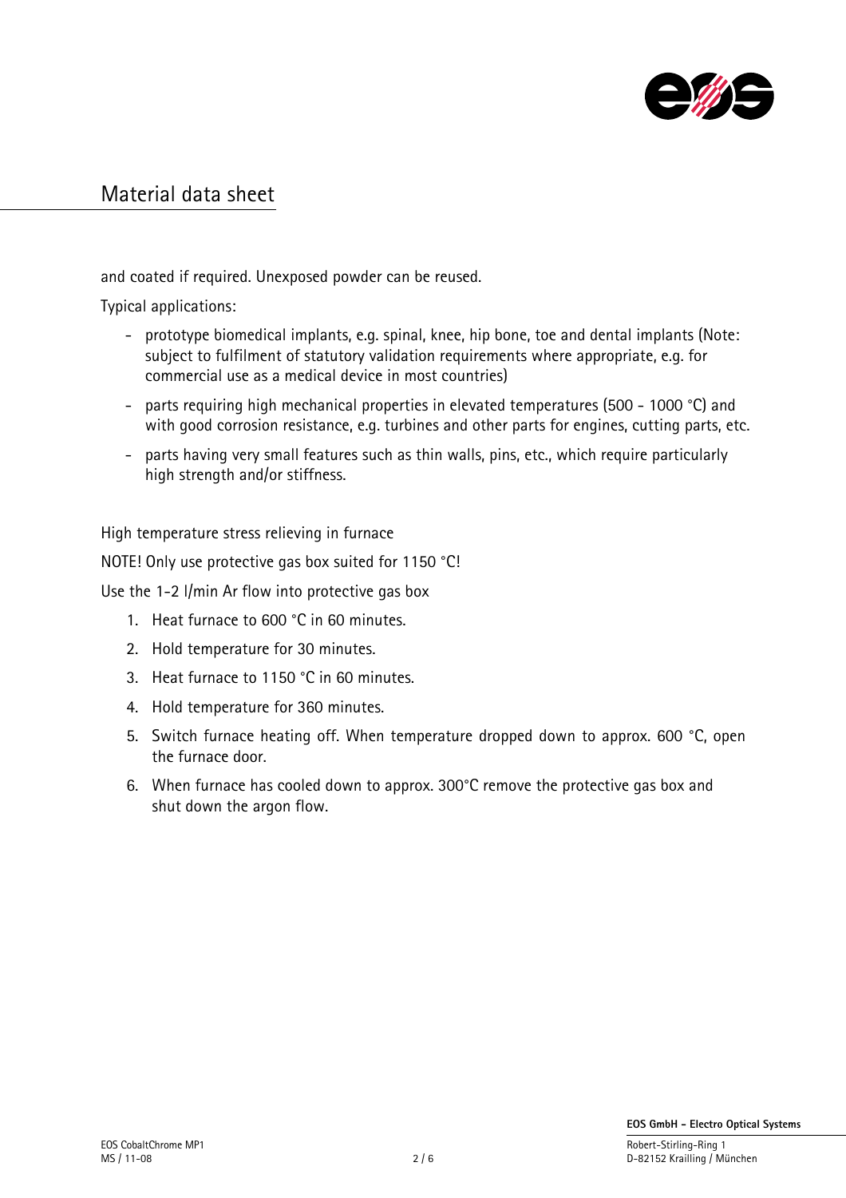and coated if required. Unexposed powder can be reused.

Typical applications:

- prototype biomedical implants, e.g. spinal, knee, hip bone, toe and dental implants (Note: subject to fulfilment of statutory validation requirements where appropriate, e.g. for commercial use as a medical device in most countries)
- parts requiring high mechanical properties in elevated temperatures (500 - 1000 °C) and with good corrosion resistance, e.g. turbines and other parts for engines, cutting parts, etc.
- parts having very small features such as thin walls, pins, etc., which require particularly high strength and/or stiffness.

High temperature stress relieving in furnace

NOTE! Only use protective gas box suited for 1150 °C!

Use the 1-2 l/min Ar flow into protective gas box

1. Heat furnace to 600 °C in 60 minutes.
2. Hold temperature for 30 minutes.
3. Heat furnace to 1150 °C in 60 minutes.
4. Hold temperature for 360 minutes.
5. Switch furnace heating off. When temperature dropped down to approx. 600 °C, open the furnace door.
6. When furnace has cooled down to approx. 300°C remove the protective gas box and shut down the argon flow.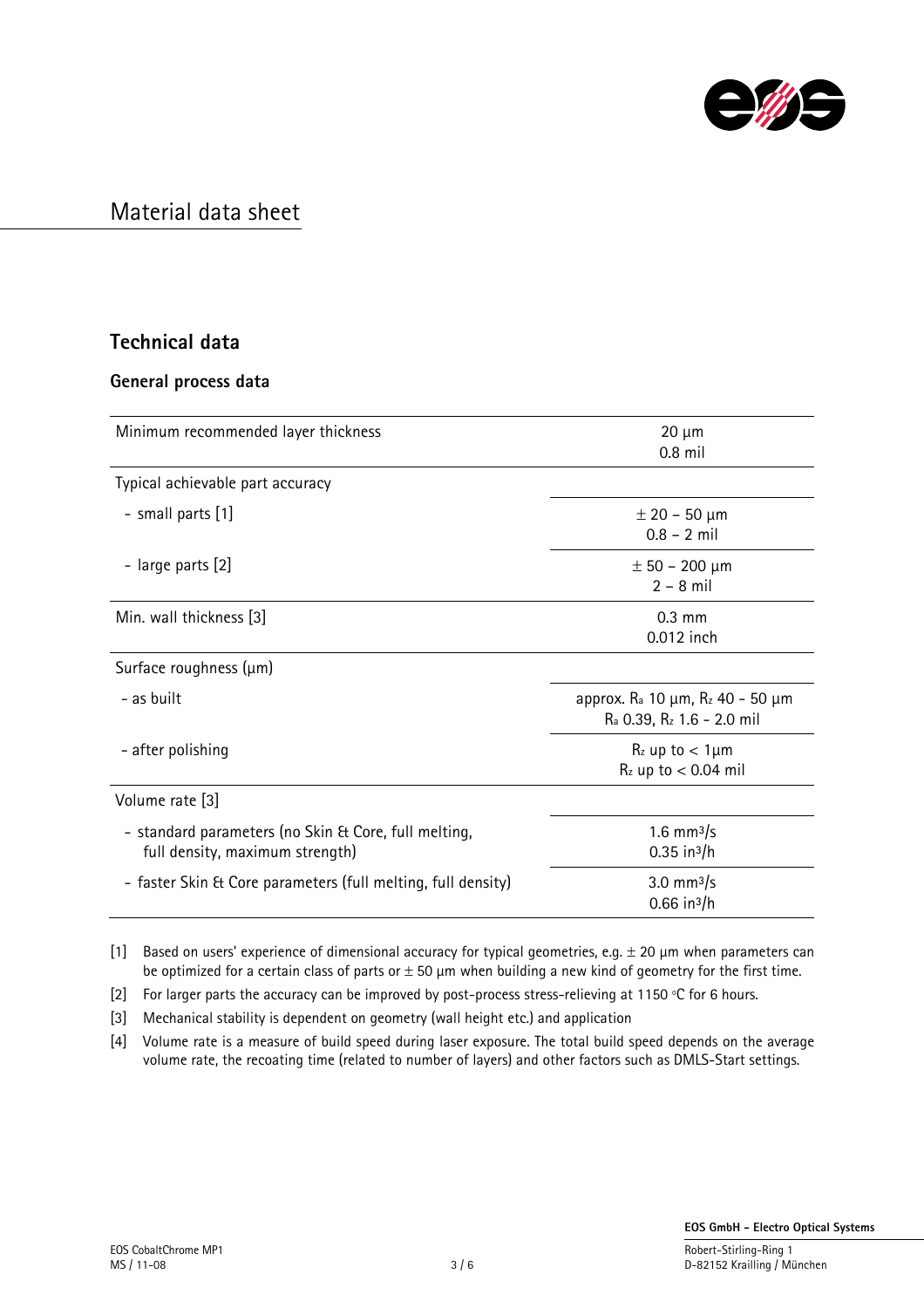# Material data sheet

## Technical data

### General process data

| | |
|---|---|
| Minimum recommended layer thickness | 20 µm<br>0.8 mil |
| Typical achievable part accuracy | |
| - small parts [1] | ± 20 – 50 µm<br>0.8 – 2 mil |
| - large parts [2] | ± 50 – 200 µm<br>2 – 8 mil |
| Min. wall thickness [3] | 0.3 mm<br>0.012 inch |
| Surface roughness (µm) | |
| - as built | approx. $R_a$ 10 µm, $R_z$ 40 - 50 µm<br>$R_a$ 0.39, $R_z$ 1.6 - 2.0 mil |
| - after polishing | $R_z$ up to < 1µm<br>$R_z$ up to < 0.04 mil |
| Volume rate [3] | |
| - standard parameters (no Skin & Core, full melting, full density, maximum strength) | 1.6 mm³/s<br>0.35 in³/h |
| - faster Skin & Core parameters (full melting, full density) | 3.0 mm³/s<br>0.66 in³/h |

[1] Based on users' experience of dimensional accuracy for typical geometries, e.g. ± 20 µm when parameters can be optimized for a certain class of parts or ± 50 µm when building a new kind of geometry for the first time.

[2] For larger parts the accuracy can be improved by post-process stress-relieving at 1150 °C for 6 hours.

[3] Mechanical stability is dependent on geometry (wall height etc.) and application

[4] Volume rate is a measure of build speed during laser exposure. The total build speed depends on the average volume rate, the recoating time (related to number of layers) and other factors such as DMLS-Start settings.

EOS CobaltChrome MP1
MS / 11-08

**EOS GmbH - Electro Optical Systems**
Robert-Stirling-Ring 1
D-82152 Krailling / München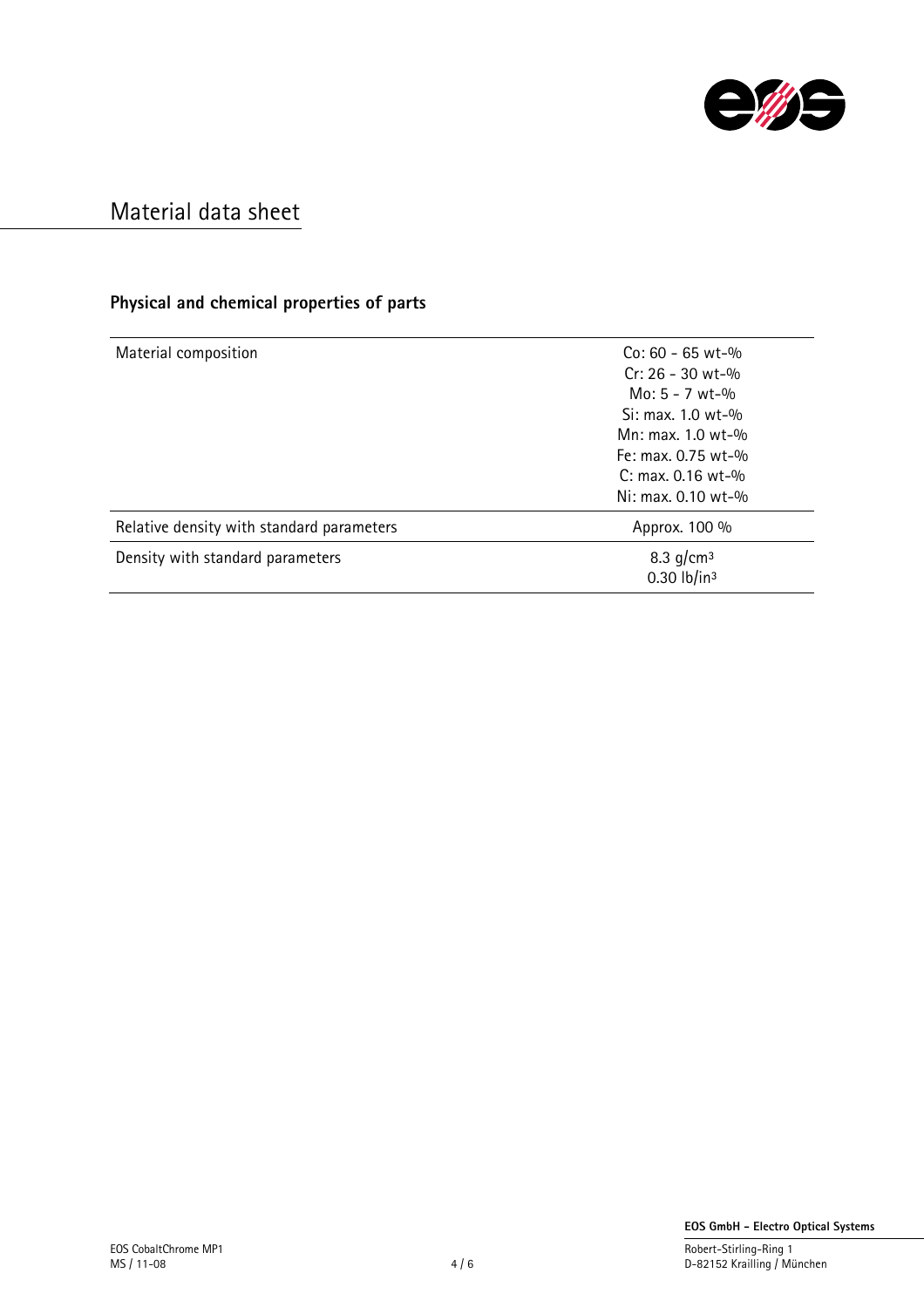# Material data sheet

## Physical and chemical properties of parts

| | |
|---|---|
| Material composition | Co: 60 - 65 wt-%<br>Cr: 26 - 30 wt-%<br>Mo: 5 - 7 wt-%<br>Si: max. 1.0 wt-%<br>Mn: max. 1.0 wt-%<br>Fe: max. 0.75 wt-%<br>C: max. 0.16 wt-%<br>Ni: max. 0.10 wt-% |
| Relative density with standard parameters | Approx. 100 % |
| Density with standard parameters | 8.3 $g/cm^3$<br>0.30 $lb/in^3$ |

EOS GmbH - Electro Optical Systems
Robert-Stirling-Ring 1
D-82152 Krailling / München

EOS CobaltChrome MP1
MS / 11-08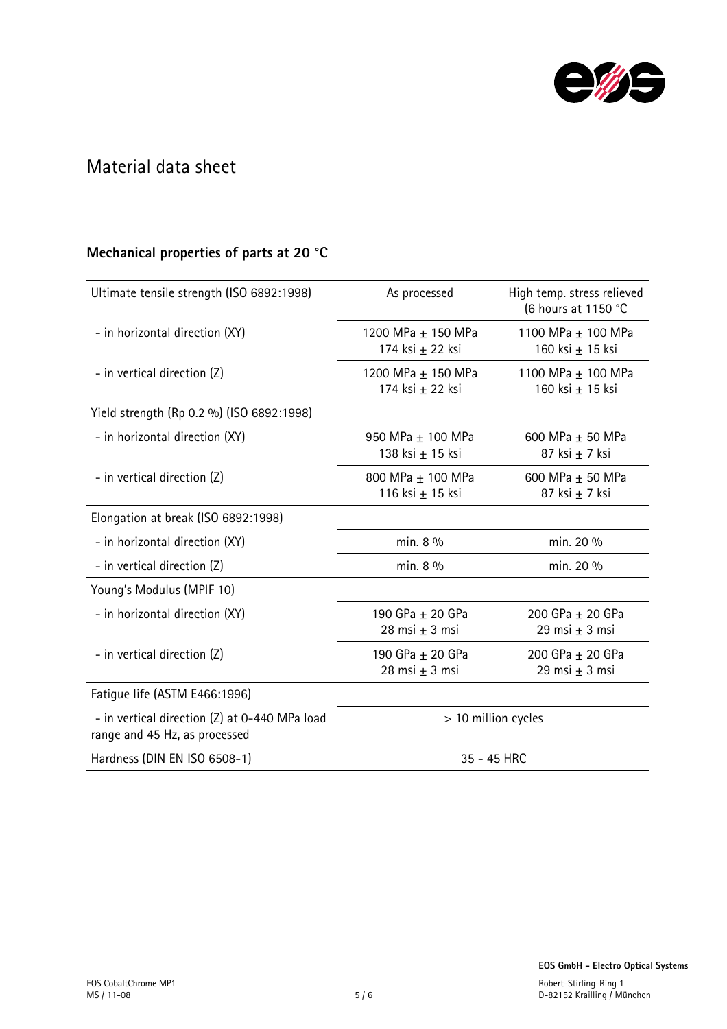# Material data sheet

## Mechanical properties of parts at 20 °C

| Ultimate tensile strength (ISO 6892:1998) | As processed | High temp. stress relieved (6 hours at 1150 °C |
|---|---|---|
| - in horizontal direction (XY) | 1200 MPa ± 150 MPa<br>174 ksi ± 22 ksi | 1100 MPa ± 100 MPa<br>160 ksi ± 15 ksi |
| - in vertical direction (Z) | 1200 MPa ± 150 MPa<br>174 ksi ± 22 ksi | 1100 MPa ± 100 MPa<br>160 ksi ± 15 ksi |
| Yield strength (Rp 0.2 %) (ISO 6892:1998) | | |
| - in horizontal direction (XY) | 950 MPa ± 100 MPa<br>138 ksi ± 15 ksi | 600 MPa ± 50 MPa<br>87 ksi ± 7 ksi |
| - in vertical direction (Z) | 800 MPa ± 100 MPa<br>116 ksi ± 15 ksi | 600 MPa ± 50 MPa<br>87 ksi ± 7 ksi |
| Elongation at break (ISO 6892:1998) | | |
| - in horizontal direction (XY) | min. 8 % | min. 20 % |
| - in vertical direction (Z) | min. 8 % | min. 20 % |
| Young's Modulus (MPIF 10) | | |
| - in horizontal direction (XY) | 190 GPa ± 20 GPa<br>28 msi ± 3 msi | 200 GPa ± 20 GPa<br>29 msi ± 3 msi |
| - in vertical direction (Z) | 190 GPa ± 20 GPa<br>28 msi ± 3 msi | 200 GPa ± 20 GPa<br>29 msi ± 3 msi |
| Fatigue life (ASTM E466:1996) | | |
| - in vertical direction (Z) at 0-440 MPa load range and 45 Hz, as processed | > 10 million cycles | |
| Hardness (DIN EN ISO 6508-1) | 35 - 45 HRC | |

EOS CobaltChrome MP1
MS / 11-08

**EOS GmbH - Electro Optical Systems**
Robert-Stirling-Ring 1
D-82152 Krailling / München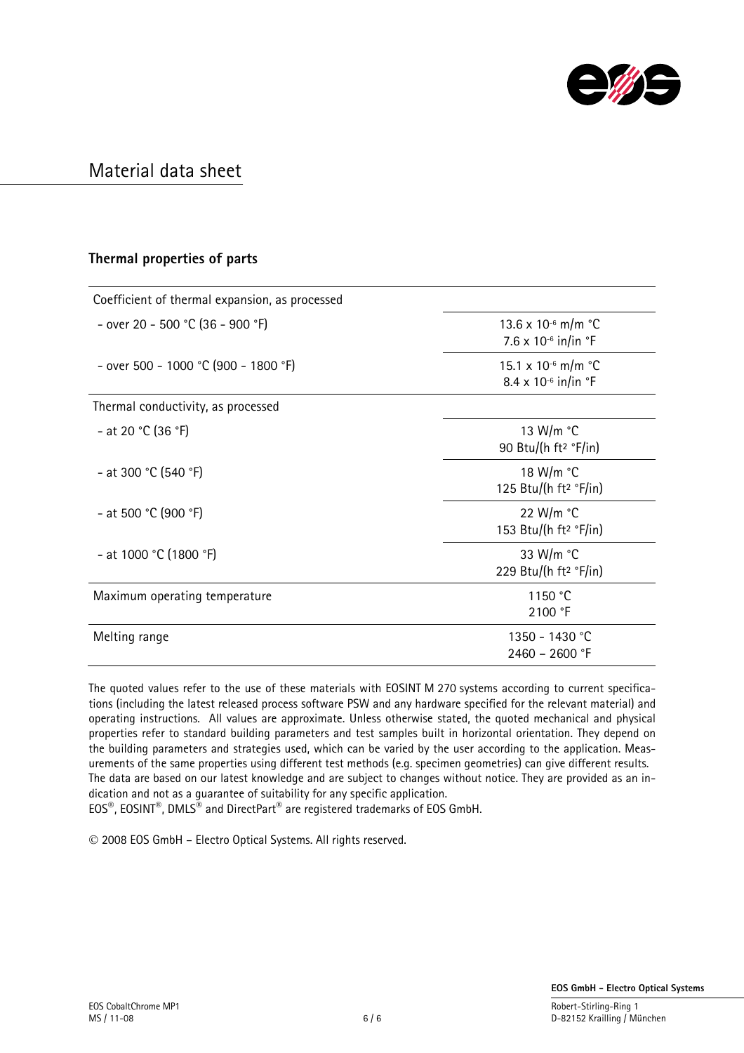## Material data sheet

### Thermal properties of parts

| | |
|---|---|
| Coefficient of thermal expansion, as processed | |
| - over 20 - 500 °C (36 - 900 °F) | $13.6 \times 10^{-6}$ m/m °C<br>$7.6 \times 10^{-6}$ in/in °F |
| - over 500 - 1000 °C (900 - 1800 °F) | $15.1 \times 10^{-6}$ m/m °C<br>$8.4 \times 10^{-6}$ in/in °F |
| Thermal conductivity, as processed | |
| - at 20 °C (36 °F) | 13 W/m °C<br>90 Btu/(h ft² °F/in) |
| - at 300 °C (540 °F) | 18 W/m °C<br>125 Btu/(h ft² °F/in) |
| - at 500 °C (900 °F) | 22 W/m °C<br>153 Btu/(h ft² °F/in) |
| - at 1000 °C (1800 °F) | 33 W/m °C<br>229 Btu/(h ft² °F/in) |
| Maximum operating temperature | 1150 °C<br>2100 °F |
| Melting range | 1350 - 1430 °C<br>2460 – 2600 °F |

The quoted values refer to the use of these materials with EOSINT M 270 systems according to current specifications (including the latest released process software PSW and any hardware specified for the relevant material) and operating instructions. All values are approximate. Unless otherwise stated, the quoted mechanical and physical properties refer to standard building parameters and test samples built in horizontal orientation. They depend on the building parameters and strategies used, which can be varied by the user according to the application. Measurements of the same properties using different test methods (e.g. specimen geometries) can give different results. The data are based on our latest knowledge and are subject to changes without notice. They are provided as an indication and not as a guarantee of suitability for any specific application.
EOS®, EOSINT®, DMLS® and DirectPart® are registered trademarks of EOS GmbH.

© 2008 EOS GmbH – Electro Optical Systems. All rights reserved.

EOS CobaltChrome MP1
MS / 11-08

**EOS GmbH - Electro Optical Systems**
Robert-Stirling-Ring 1
D-82152 Krailling / München